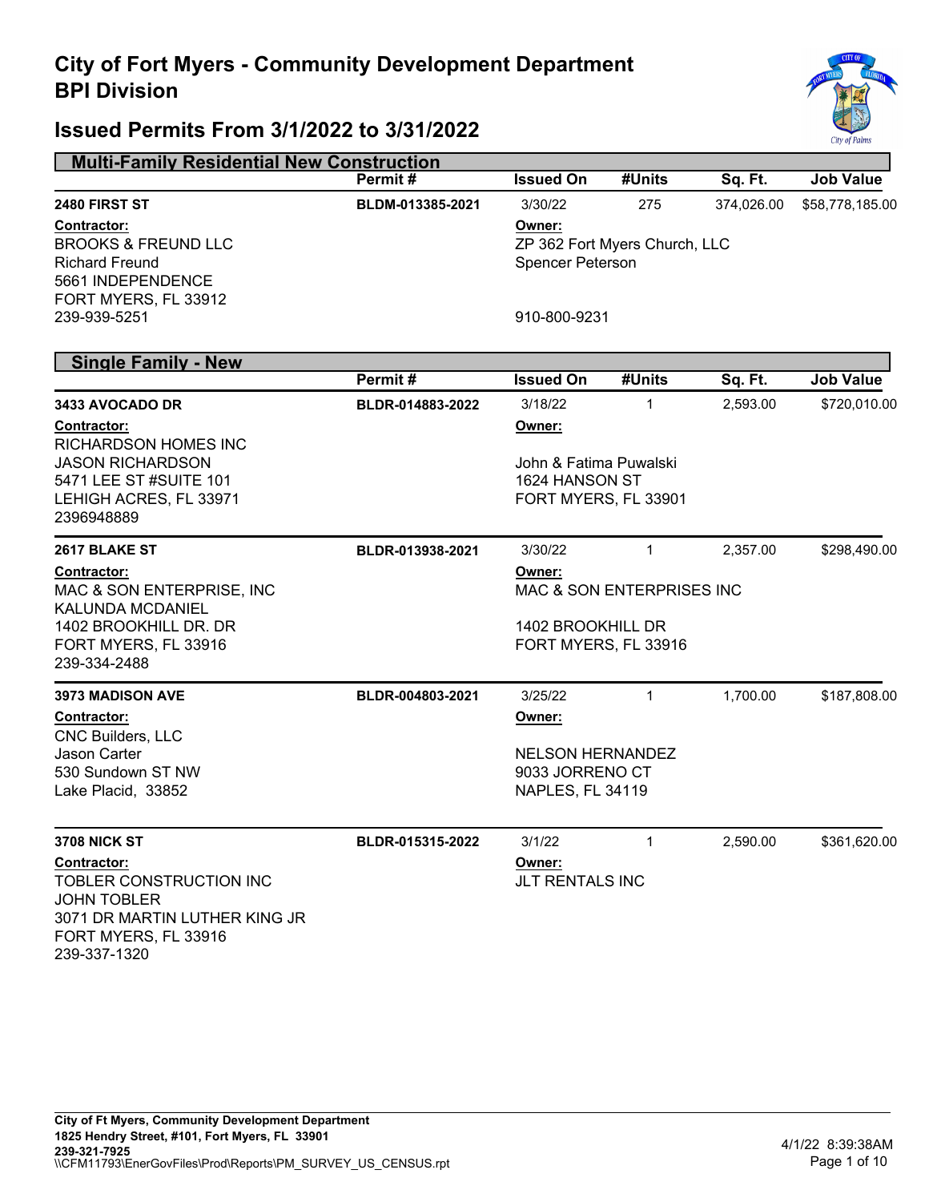# City of Fort Myers - Community Development Department
# BPI Division

## Issued Permits From 3/1/2022 to 3/31/2022

### Multi-Family Residential New Construction

| | Permit # | Issued On | #Units | Sq. Ft. | Job Value |
|---|---|---|---|---|---|
| **2480 FIRST ST** | BLDM-013385-2021 | 3/30/22 | 275 | 374,026.00 | $58,778,185.00 |

**Contractor:**
BROOKS & FREUND LLC
Richard Freund
5661 INDEPENDENCE
FORT MYERS, FL 33912
239-939-5251

**Owner:**
ZP 362 Fort Myers Church, LLC
Spencer Peterson

910-800-9231

### Single Family - New

| | Permit # | Issued On | #Units | Sq. Ft. | Job Value |
|---|---|---|---|---|---|
| **3433 AVOCADO DR** | BLDR-014883-2022 | 3/18/22 | 1 | 2,593.00 | $720,010.00 |

**Contractor:**
RICHARDSON HOMES INC
JASON RICHARDSON
5471 LEE ST #SUITE 101
LEHIGH ACRES, FL 33971
2396948889

**Owner:**

John & Fatima Puwalski
1624 HANSON ST
FORT MYERS, FL 33901

| | Permit # | Issued On | #Units | Sq. Ft. | Job Value |
|---|---|---|---|---|---|
| **2617 BLAKE ST** | BLDR-013938-2021 | 3/30/22 | 1 | 2,357.00 | $298,490.00 |

**Contractor:**
MAC & SON ENTERPRISE, INC
KALUNDA MCDANIEL
1402 BROOKHILL DR. DR
FORT MYERS, FL 33916
239-334-2488

**Owner:**
MAC & SON ENTERPRISES INC

1402 BROOKHILL DR
FORT MYERS, FL 33916

| | Permit # | Issued On | #Units | Sq. Ft. | Job Value |
|---|---|---|---|---|---|
| **3973 MADISON AVE** | BLDR-004803-2021 | 3/25/22 | 1 | 1,700.00 | $187,808.00 |

**Contractor:**
CNC Builders, LLC
Jason Carter
530 Sundown ST NW
Lake Placid, 33852

**Owner:**

NELSON HERNANDEZ
9033 JORRENO CT
NAPLES, FL 34119

| | Permit # | Issued On | #Units | Sq. Ft. | Job Value |
|---|---|---|---|---|---|
| **3708 NICK ST** | BLDR-015315-2022 | 3/1/22 | 1 | 2,590.00 | $361,620.00 |

**Contractor:**
TOBLER CONSTRUCTION INC
JOHN TOBLER
3071 DR MARTIN LUTHER KING JR
FORT MYERS, FL 33916
239-337-1320

**Owner:**
JLT RENTALS INC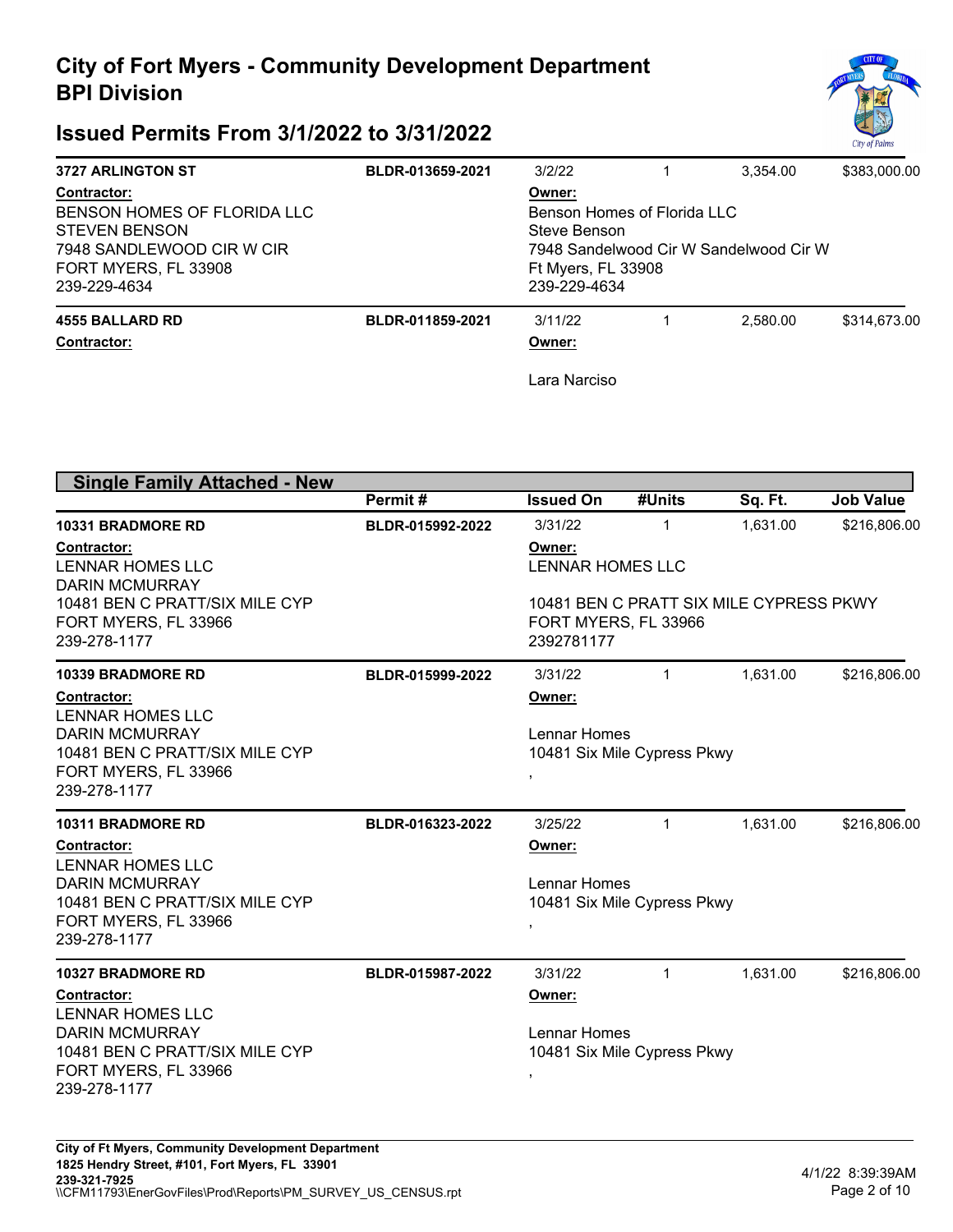# City of Fort Myers - Community Development Department
## BPI Division
## Issued Permits From 3/1/2022 to 3/31/2022

| Address | Permit # | Issued On | #Units | Sq. Ft. | Job Value |
|---|---|---|---|---|---|
| **3727 ARLINGTON ST** | **BLDR-013659-2021** | 3/2/22 | 1 | 3,354.00 | $383,000.00 |

**Contractor:**
BENSON HOMES OF FLORIDA LLC
STEVEN BENSON
7948 SANDLEWOOD CIR W CIR
FORT MYERS, FL 33908
239-229-4634

**Owner:**
Benson Homes of Florida LLC
Steve Benson
7948 Sandelwood Cir W Sandelwood Cir W
Ft Myers, FL 33908
239-229-4634

| Address | Permit # | Issued On | #Units | Sq. Ft. | Job Value |
|---|---|---|---|---|---|
| **4555 BALLARD RD** | **BLDR-011859-2021** | 3/11/22 | 1 | 2,580.00 | $314,673.00 |

**Contractor:**

**Owner:**
Lara Narciso

## Single Family Attached - New

| Address | Permit # | Issued On | #Units | Sq. Ft. | Job Value |
|---|---|---|---|---|---|
| **10331 BRADMORE RD** | **BLDR-015992-2022** | 3/31/22 | 1 | 1,631.00 | $216,806.00 |

**Contractor:**
LENNAR HOMES LLC
DARIN MCMURRAY
10481 BEN C PRATT/SIX MILE CYP
FORT MYERS, FL 33966
239-278-1177

**Owner:**
LENNAR HOMES LLC
10481 BEN C PRATT SIX MILE CYPRESS PKWY
FORT MYERS, FL 33966
2392781177

| Address | Permit # | Issued On | #Units | Sq. Ft. | Job Value |
|---|---|---|---|---|---|
| **10339 BRADMORE RD** | **BLDR-015999-2022** | 3/31/22 | 1 | 1,631.00 | $216,806.00 |

**Contractor:**
LENNAR HOMES LLC
DARIN MCMURRAY
10481 BEN C PRATT/SIX MILE CYP
FORT MYERS, FL 33966
239-278-1177

**Owner:**
Lennar Homes
10481 Six Mile Cypress Pkwy
,

| Address | Permit # | Issued On | #Units | Sq. Ft. | Job Value |
|---|---|---|---|---|---|
| **10311 BRADMORE RD** | **BLDR-016323-2022** | 3/25/22 | 1 | 1,631.00 | $216,806.00 |

**Contractor:**
LENNAR HOMES LLC
DARIN MCMURRAY
10481 BEN C PRATT/SIX MILE CYP
FORT MYERS, FL 33966
239-278-1177

**Owner:**
Lennar Homes
10481 Six Mile Cypress Pkwy
,

| Address | Permit # | Issued On | #Units | Sq. Ft. | Job Value |
|---|---|---|---|---|---|
| **10327 BRADMORE RD** | **BLDR-015987-2022** | 3/31/22 | 1 | 1,631.00 | $216,806.00 |

**Contractor:**
LENNAR HOMES LLC
DARIN MCMURRAY
10481 BEN C PRATT/SIX MILE CYP
FORT MYERS, FL 33966
239-278-1177

**Owner:**
Lennar Homes
10481 Six Mile Cypress Pkwy
,

City of Ft Myers, Community Development Department
1825 Hendry Street, #101, Fort Myers, FL 33901
239-321-7925
\\CFM11793\EnerGovFiles\Prod\Reports\PM_SURVEY_US_CENSUS.rpt

4/1/22 8:39:39AM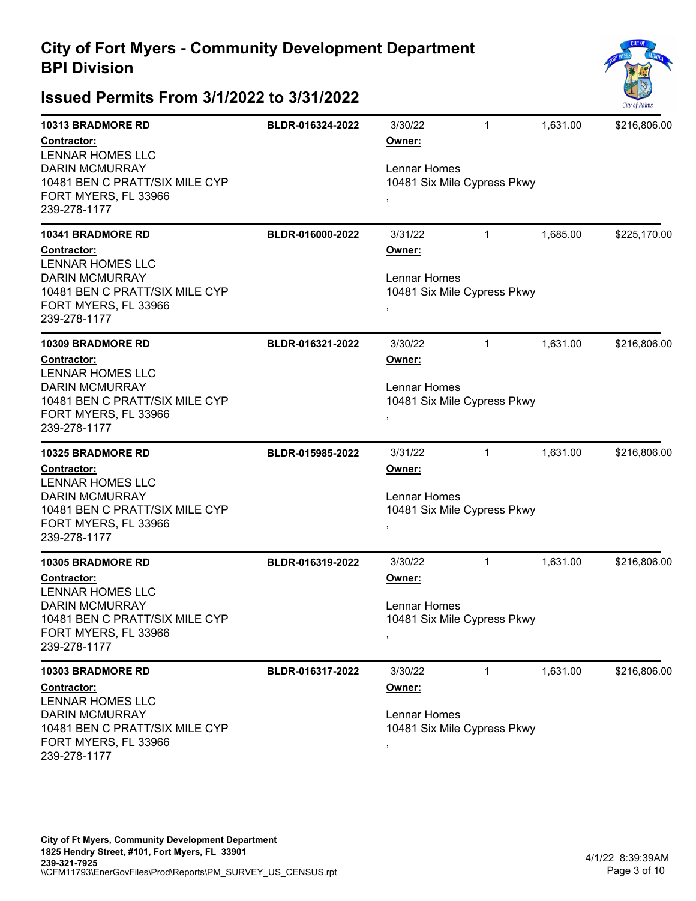# City of Fort Myers - Community Development Department
## BPI Division

## Issued Permits From 3/1/2022 to 3/31/2022

| Address / Contractor | Permit | Date / Owner | Units | Sq Ft | Value |
|---|---|---|---|---|---|
| **10313 BRADMORE RD**<br>**Contractor:**<br>LENNAR HOMES LLC<br>DARIN MCMURRAY<br>10481 BEN C PRATT/SIX MILE CYP<br>FORT MYERS, FL 33966<br>239-278-1177 | BLDR-016324-2022 | 3/30/22<br>**Owner:**<br>Lennar Homes<br>10481 Six Mile Cypress Pkwy<br>, | 1 | 1,631.00 | $216,806.00 |
| **10341 BRADMORE RD**<br>**Contractor:**<br>LENNAR HOMES LLC<br>DARIN MCMURRAY<br>10481 BEN C PRATT/SIX MILE CYP<br>FORT MYERS, FL 33966<br>239-278-1177 | BLDR-016000-2022 | 3/31/22<br>**Owner:**<br>Lennar Homes<br>10481 Six Mile Cypress Pkwy<br>, | 1 | 1,685.00 | $225,170.00 |
| **10309 BRADMORE RD**<br>**Contractor:**<br>LENNAR HOMES LLC<br>DARIN MCMURRAY<br>10481 BEN C PRATT/SIX MILE CYP<br>FORT MYERS, FL 33966<br>239-278-1177 | BLDR-016321-2022 | 3/30/22<br>**Owner:**<br>Lennar Homes<br>10481 Six Mile Cypress Pkwy<br>, | 1 | 1,631.00 | $216,806.00 |
| **10325 BRADMORE RD**<br>**Contractor:**<br>LENNAR HOMES LLC<br>DARIN MCMURRAY<br>10481 BEN C PRATT/SIX MILE CYP<br>FORT MYERS, FL 33966<br>239-278-1177 | BLDR-015985-2022 | 3/31/22<br>**Owner:**<br>Lennar Homes<br>10481 Six Mile Cypress Pkwy<br>, | 1 | 1,631.00 | $216,806.00 |
| **10305 BRADMORE RD**<br>**Contractor:**<br>LENNAR HOMES LLC<br>DARIN MCMURRAY<br>10481 BEN C PRATT/SIX MILE CYP<br>FORT MYERS, FL 33966<br>239-278-1177 | BLDR-016319-2022 | 3/30/22<br>**Owner:**<br>Lennar Homes<br>10481 Six Mile Cypress Pkwy<br>, | 1 | 1,631.00 | $216,806.00 |
| **10303 BRADMORE RD**<br>**Contractor:**<br>LENNAR HOMES LLC<br>DARIN MCMURRAY<br>10481 BEN C PRATT/SIX MILE CYP<br>FORT MYERS, FL 33966<br>239-278-1177 | BLDR-016317-2022 | 3/30/22<br>**Owner:**<br>Lennar Homes<br>10481 Six Mile Cypress Pkwy<br>, | 1 | 1,631.00 | $216,806.00 |

**City of Ft Myers, Community Development Department**
**1825 Hendry Street, #101, Fort Myers, FL 33901**
**239-321-7925**
\\CFM11793\EnerGovFiles\Prod\Reports\PM_SURVEY_US_CENSUS.rpt

4/1/22 8:39:39AM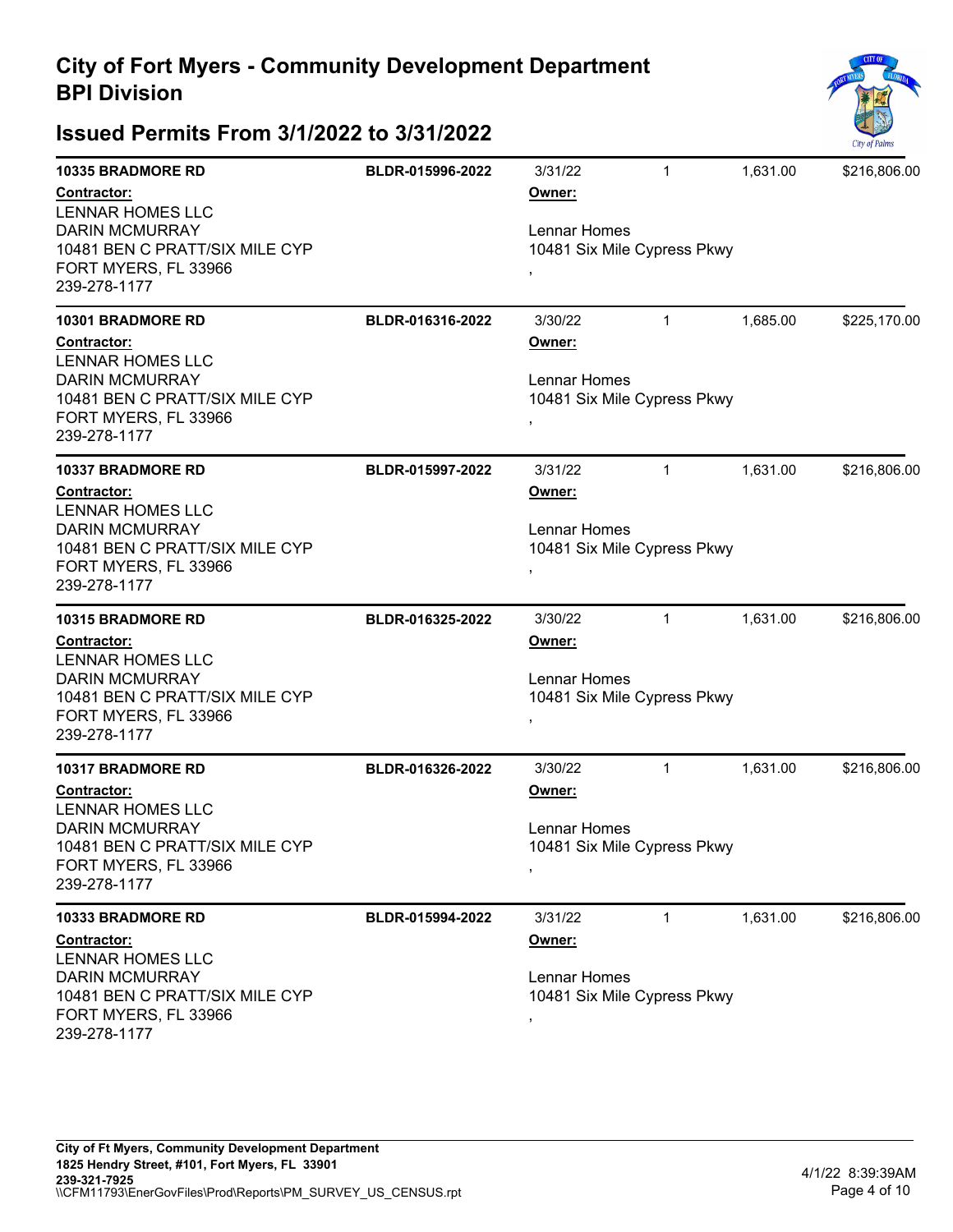# City of Fort Myers - Community Development Department
## BPI Division

## Issued Permits From 3/1/2022 to 3/31/2022

**10335 BRADMORE RD** | **BLDR-015996-2022** | 3/31/22 | 1 | 1,631.00 | $216,806.00

**Contractor:**
LENNAR HOMES LLC
DARIN MCMURRAY
10481 BEN C PRATT/SIX MILE CYP
FORT MYERS, FL 33966
239-278-1177

**Owner:**
Lennar Homes
10481 Six Mile Cypress Pkwy
,

---

**10301 BRADMORE RD** | **BLDR-016316-2022** | 3/30/22 | 1 | 1,685.00 | $225,170.00

**Contractor:**
LENNAR HOMES LLC
DARIN MCMURRAY
10481 BEN C PRATT/SIX MILE CYP
FORT MYERS, FL 33966
239-278-1177

**Owner:**
Lennar Homes
10481 Six Mile Cypress Pkwy
,

---

**10337 BRADMORE RD** | **BLDR-015997-2022** | 3/31/22 | 1 | 1,631.00 | $216,806.00

**Contractor:**
LENNAR HOMES LLC
DARIN MCMURRAY
10481 BEN C PRATT/SIX MILE CYP
FORT MYERS, FL 33966
239-278-1177

**Owner:**
Lennar Homes
10481 Six Mile Cypress Pkwy
,

---

**10315 BRADMORE RD** | **BLDR-016325-2022** | 3/30/22 | 1 | 1,631.00 | $216,806.00

**Contractor:**
LENNAR HOMES LLC
DARIN MCMURRAY
10481 BEN C PRATT/SIX MILE CYP
FORT MYERS, FL 33966
239-278-1177

**Owner:**
Lennar Homes
10481 Six Mile Cypress Pkwy
,

---

**10317 BRADMORE RD** | **BLDR-016326-2022** | 3/30/22 | 1 | 1,631.00 | $216,806.00

**Contractor:**
LENNAR HOMES LLC
DARIN MCMURRAY
10481 BEN C PRATT/SIX MILE CYP
FORT MYERS, FL 33966
239-278-1177

**Owner:**
Lennar Homes
10481 Six Mile Cypress Pkwy
,

---

**10333 BRADMORE RD** | **BLDR-015994-2022** | 3/31/22 | 1 | 1,631.00 | $216,806.00

**Contractor:**
LENNAR HOMES LLC
DARIN MCMURRAY
10481 BEN C PRATT/SIX MILE CYP
FORT MYERS, FL 33966
239-278-1177

**Owner:**
Lennar Homes
10481 Six Mile Cypress Pkwy
,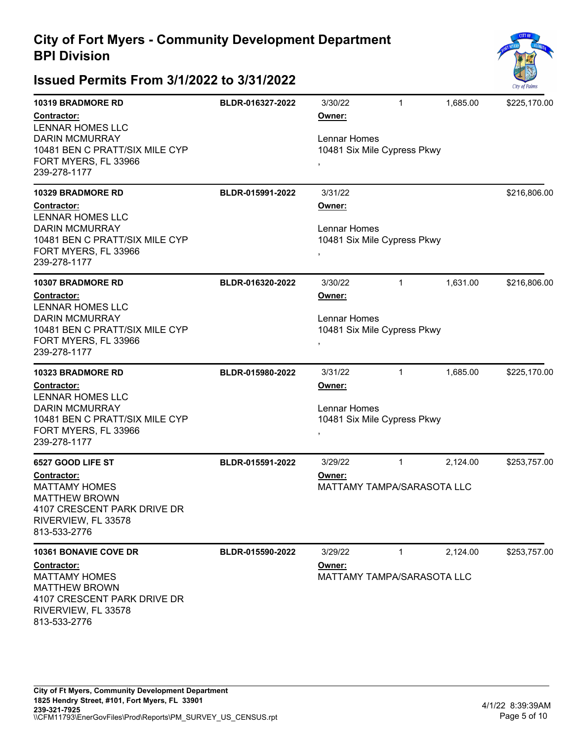# City of Fort Myers - Community Development Department
## BPI Division

## Issued Permits From 3/1/2022 to 3/31/2022

| Address / Contractor | Permit Number | Date / Owner | Units | Sq Ft | Value |
|---|---|---|---|---|---|
| **10319 BRADMORE RD**<br>**Contractor:**<br>LENNAR HOMES LLC<br>DARIN MCMURRAY<br>10481 BEN C PRATT/SIX MILE CYP<br>FORT MYERS, FL 33966<br>239-278-1177 | **BLDR-016327-2022** | 3/30/22<br>**Owner:**<br>Lennar Homes<br>10481 Six Mile Cypress Pkwy<br>, | 1 | 1,685.00 | $225,170.00 |
| **10329 BRADMORE RD**<br>**Contractor:**<br>LENNAR HOMES LLC<br>DARIN MCMURRAY<br>10481 BEN C PRATT/SIX MILE CYP<br>FORT MYERS, FL 33966<br>239-278-1177 | **BLDR-015991-2022** | 3/31/22<br>**Owner:**<br>Lennar Homes<br>10481 Six Mile Cypress Pkwy<br>, | | | $216,806.00 |
| **10307 BRADMORE RD**<br>**Contractor:**<br>LENNAR HOMES LLC<br>DARIN MCMURRAY<br>10481 BEN C PRATT/SIX MILE CYP<br>FORT MYERS, FL 33966<br>239-278-1177 | **BLDR-016320-2022** | 3/30/22<br>**Owner:**<br>Lennar Homes<br>10481 Six Mile Cypress Pkwy<br>, | 1 | 1,631.00 | $216,806.00 |
| **10323 BRADMORE RD**<br>**Contractor:**<br>LENNAR HOMES LLC<br>DARIN MCMURRAY<br>10481 BEN C PRATT/SIX MILE CYP<br>FORT MYERS, FL 33966<br>239-278-1177 | **BLDR-015980-2022** | 3/31/22<br>**Owner:**<br>Lennar Homes<br>10481 Six Mile Cypress Pkwy<br>, | 1 | 1,685.00 | $225,170.00 |
| **6527 GOOD LIFE ST**<br>**Contractor:**<br>MATTAMY HOMES<br>MATTHEW BROWN<br>4107 CRESCENT PARK DRIVE DR<br>RIVERVIEW, FL 33578<br>813-533-2776 | **BLDR-015591-2022** | 3/29/22<br>**Owner:**<br>MATTAMY TAMPA/SARASOTA LLC | 1 | 2,124.00 | $253,757.00 |
| **10361 BONAVIE COVE DR**<br>**Contractor:**<br>MATTAMY HOMES<br>MATTHEW BROWN<br>4107 CRESCENT PARK DRIVE DR<br>RIVERVIEW, FL 33578<br>813-533-2776 | **BLDR-015590-2022** | 3/29/22<br>**Owner:**<br>MATTAMY TAMPA/SARASOTA LLC | 1 | 2,124.00 | $253,757.00 |

**City of Ft Myers, Community Development Department**
**1825 Hendry Street, #101, Fort Myers, FL 33901**
**239-321-7925**
\\CFM11793\EnerGovFiles\Prod\Reports\PM_SURVEY_US_CENSUS.rpt

4/1/22 8:39:39AM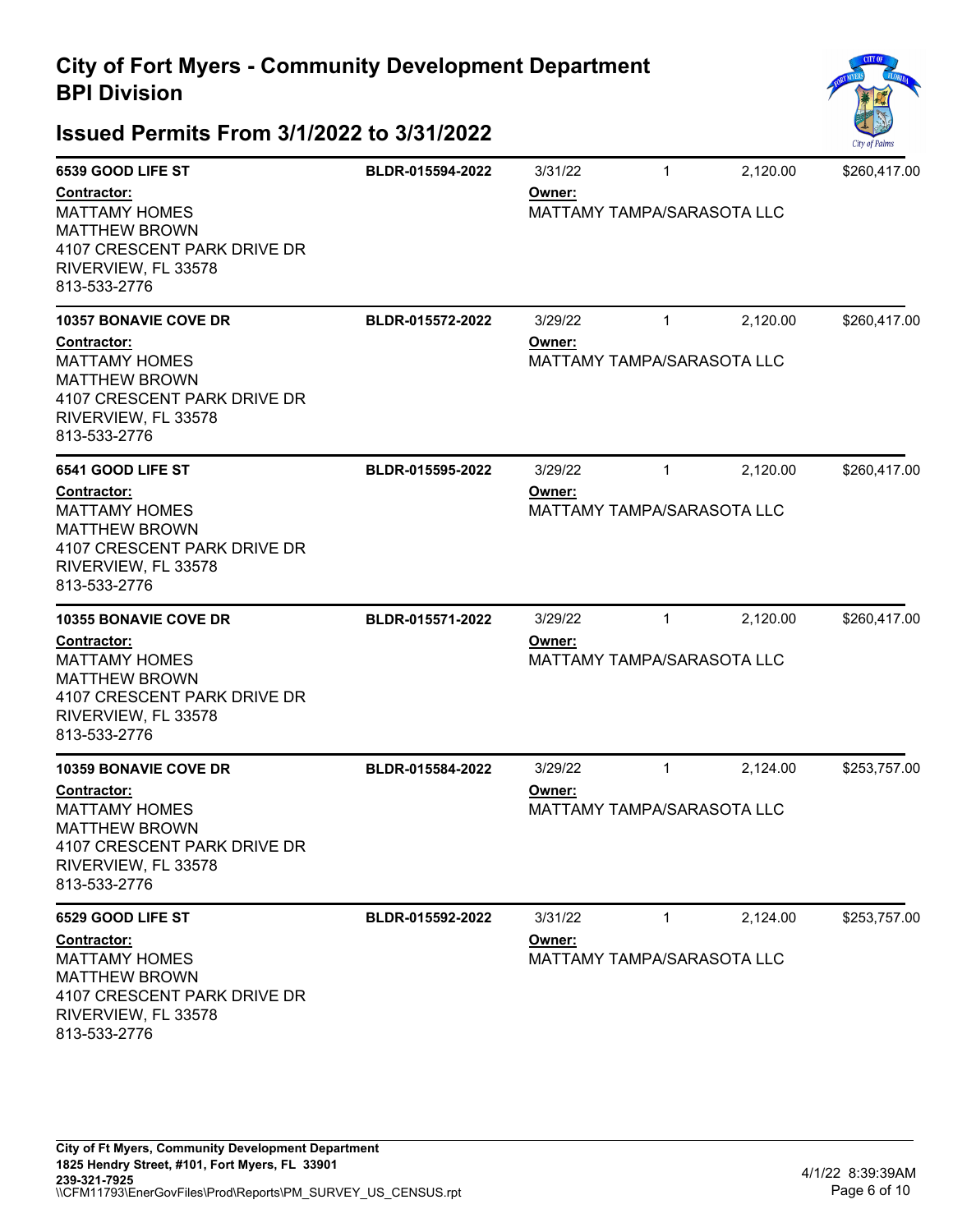# City of Fort Myers - Community Development Department
## BPI Division

## Issued Permits From 3/1/2022 to 3/31/2022

| Address / Contractor | Permit Number | Date / Owner | Units | Sq Ft | Value |
|---|---|---|---|---|---|
| **6539 GOOD LIFE ST** | **BLDR-015594-2022** | 3/31/22 | 1 | 2,120.00 | $260,417.00 |
| **Contractor:** MATTAMY HOMES, MATTHEW BROWN, 4107 CRESCENT PARK DRIVE DR, RIVERVIEW, FL 33578, 813-533-2776 | | **Owner:** MATTAMY TAMPA/SARASOTA LLC | | | |
| **10357 BONAVIE COVE DR** | **BLDR-015572-2022** | 3/29/22 | 1 | 2,120.00 | $260,417.00 |
| **Contractor:** MATTAMY HOMES, MATTHEW BROWN, 4107 CRESCENT PARK DRIVE DR, RIVERVIEW, FL 33578, 813-533-2776 | | **Owner:** MATTAMY TAMPA/SARASOTA LLC | | | |
| **6541 GOOD LIFE ST** | **BLDR-015595-2022** | 3/29/22 | 1 | 2,120.00 | $260,417.00 |
| **Contractor:** MATTAMY HOMES, MATTHEW BROWN, 4107 CRESCENT PARK DRIVE DR, RIVERVIEW, FL 33578, 813-533-2776 | | **Owner:** MATTAMY TAMPA/SARASOTA LLC | | | |
| **10355 BONAVIE COVE DR** | **BLDR-015571-2022** | 3/29/22 | 1 | 2,120.00 | $260,417.00 |
| **Contractor:** MATTAMY HOMES, MATTHEW BROWN, 4107 CRESCENT PARK DRIVE DR, RIVERVIEW, FL 33578, 813-533-2776 | | **Owner:** MATTAMY TAMPA/SARASOTA LLC | | | |
| **10359 BONAVIE COVE DR** | **BLDR-015584-2022** | 3/29/22 | 1 | 2,124.00 | $253,757.00 |
| **Contractor:** MATTAMY HOMES, MATTHEW BROWN, 4107 CRESCENT PARK DRIVE DR, RIVERVIEW, FL 33578, 813-533-2776 | | **Owner:** MATTAMY TAMPA/SARASOTA LLC | | | |
| **6529 GOOD LIFE ST** | **BLDR-015592-2022** | 3/31/22 | 1 | 2,124.00 | $253,757.00 |
| **Contractor:** MATTAMY HOMES, MATTHEW BROWN, 4107 CRESCENT PARK DRIVE DR, RIVERVIEW, FL 33578, 813-533-2776 | | **Owner:** MATTAMY TAMPA/SARASOTA LLC | | | |

**City of Ft Myers, Community Development Department**
**1825 Hendry Street, #101, Fort Myers, FL 33901**
**239-321-7925**
\\CFM11793\EnerGovFiles\Prod\Reports\PM_SURVEY_US_CENSUS.rpt

4/1/22 8:39:39AM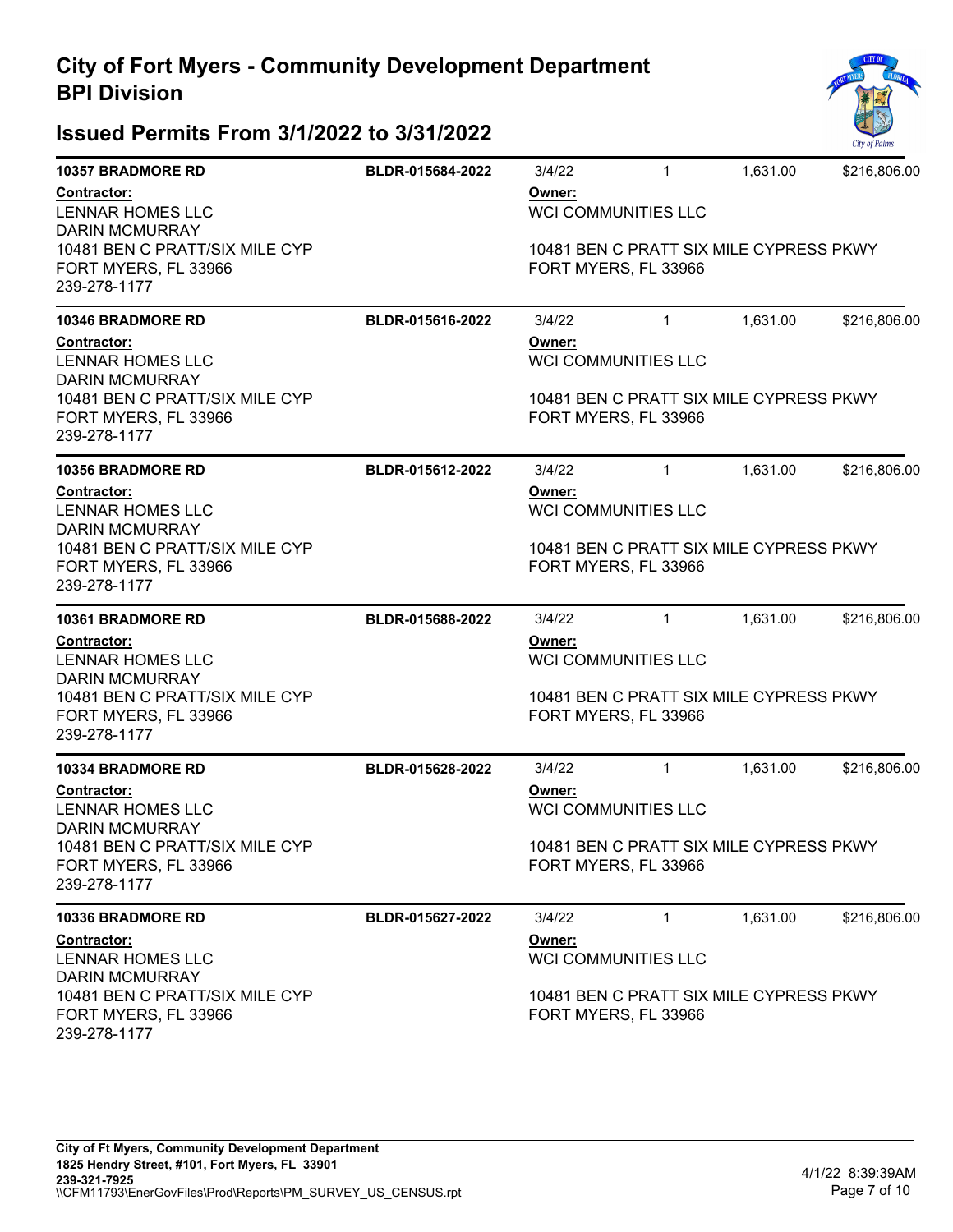# City of Fort Myers - Community Development Department
# BPI Division

## Issued Permits From 3/1/2022 to 3/31/2022

---

**10357 BRADMORE RD** | **BLDR-015684-2022** | 3/4/22 | 1 | 1,631.00 | $216,806.00

**Contractor:**
LENNAR HOMES LLC
DARIN MCMURRAY
10481 BEN C PRATT/SIX MILE CYP
FORT MYERS, FL 33966
239-278-1177

**Owner:**
WCI COMMUNITIES LLC

10481 BEN C PRATT SIX MILE CYPRESS PKWY
FORT MYERS, FL 33966

---

**10346 BRADMORE RD** | **BLDR-015616-2022** | 3/4/22 | 1 | 1,631.00 | $216,806.00

**Contractor:**
LENNAR HOMES LLC
DARIN MCMURRAY
10481 BEN C PRATT/SIX MILE CYP
FORT MYERS, FL 33966
239-278-1177

**Owner:**
WCI COMMUNITIES LLC

10481 BEN C PRATT SIX MILE CYPRESS PKWY
FORT MYERS, FL 33966

---

**10356 BRADMORE RD** | **BLDR-015612-2022** | 3/4/22 | 1 | 1,631.00 | $216,806.00

**Contractor:**
LENNAR HOMES LLC
DARIN MCMURRAY
10481 BEN C PRATT/SIX MILE CYP
FORT MYERS, FL 33966
239-278-1177

**Owner:**
WCI COMMUNITIES LLC

10481 BEN C PRATT SIX MILE CYPRESS PKWY
FORT MYERS, FL 33966

---

**10361 BRADMORE RD** | **BLDR-015688-2022** | 3/4/22 | 1 | 1,631.00 | $216,806.00

**Contractor:**
LENNAR HOMES LLC
DARIN MCMURRAY
10481 BEN C PRATT/SIX MILE CYP
FORT MYERS, FL 33966
239-278-1177

**Owner:**
WCI COMMUNITIES LLC

10481 BEN C PRATT SIX MILE CYPRESS PKWY
FORT MYERS, FL 33966

---

**10334 BRADMORE RD** | **BLDR-015628-2022** | 3/4/22 | 1 | 1,631.00 | $216,806.00

**Contractor:**
LENNAR HOMES LLC
DARIN MCMURRAY
10481 BEN C PRATT/SIX MILE CYP
FORT MYERS, FL 33966
239-278-1177

**Owner:**
WCI COMMUNITIES LLC

10481 BEN C PRATT SIX MILE CYPRESS PKWY
FORT MYERS, FL 33966

---

**10336 BRADMORE RD** | **BLDR-015627-2022** | 3/4/22 | 1 | 1,631.00 | $216,806.00

**Contractor:**
LENNAR HOMES LLC
DARIN MCMURRAY
10481 BEN C PRATT/SIX MILE CYP
FORT MYERS, FL 33966
239-278-1177

**Owner:**
WCI COMMUNITIES LLC

10481 BEN C PRATT SIX MILE CYPRESS PKWY
FORT MYERS, FL 33966

---

**City of Ft Myers, Community Development Department**
**1825 Hendry Street, #101, Fort Myers, FL 33901**
**239-321-7925**
\\CFM11793\EnerGovFiles\Prod\Reports\PM_SURVEY_US_CENSUS.rpt

4/1/22 8:39:39AM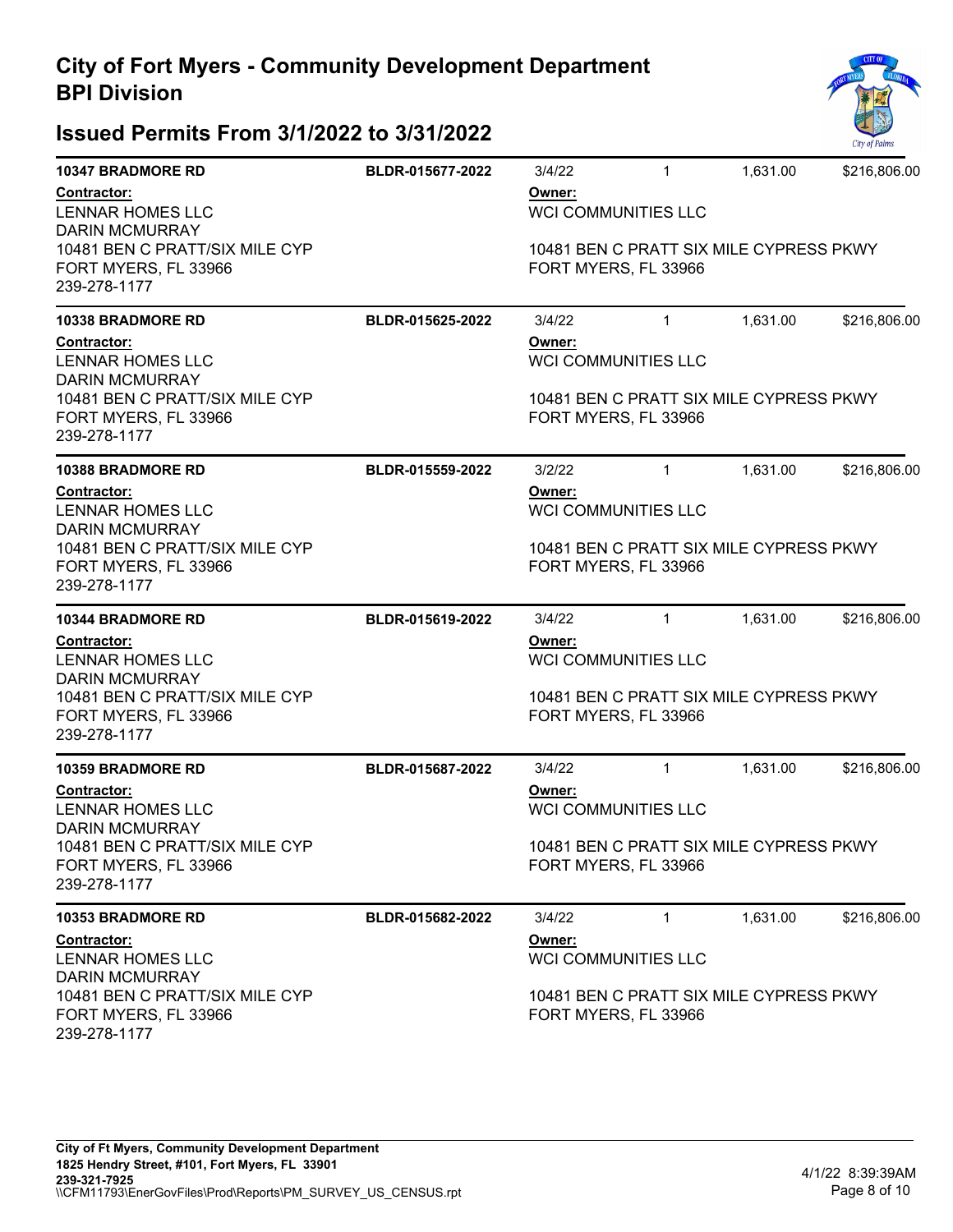# City of Fort Myers - Community Development Department
## BPI Division

## Issued Permits From 3/1/2022 to 3/31/2022

**10347 BRADMORE RD** | **BLDR-015677-2022** | 3/4/22 | 1 | 1,631.00 | $216,806.00

**Contractor:**
LENNAR HOMES LLC
DARIN MCMURRAY
10481 BEN C PRATT/SIX MILE CYP
FORT MYERS, FL 33966
239-278-1177

**Owner:**
WCI COMMUNITIES LLC

10481 BEN C PRATT SIX MILE CYPRESS PKWY
FORT MYERS, FL 33966

---

**10338 BRADMORE RD** | **BLDR-015625-2022** | 3/4/22 | 1 | 1,631.00 | $216,806.00

**Contractor:**
LENNAR HOMES LLC
DARIN MCMURRAY
10481 BEN C PRATT/SIX MILE CYP
FORT MYERS, FL 33966
239-278-1177

**Owner:**
WCI COMMUNITIES LLC

10481 BEN C PRATT SIX MILE CYPRESS PKWY
FORT MYERS, FL 33966

---

**10388 BRADMORE RD** | **BLDR-015559-2022** | 3/2/22 | 1 | 1,631.00 | $216,806.00

**Contractor:**
LENNAR HOMES LLC
DARIN MCMURRAY
10481 BEN C PRATT/SIX MILE CYP
FORT MYERS, FL 33966
239-278-1177

**Owner:**
WCI COMMUNITIES LLC

10481 BEN C PRATT SIX MILE CYPRESS PKWY
FORT MYERS, FL 33966

---

**10344 BRADMORE RD** | **BLDR-015619-2022** | 3/4/22 | 1 | 1,631.00 | $216,806.00

**Contractor:**
LENNAR HOMES LLC
DARIN MCMURRAY
10481 BEN C PRATT/SIX MILE CYP
FORT MYERS, FL 33966
239-278-1177

**Owner:**
WCI COMMUNITIES LLC

10481 BEN C PRATT SIX MILE CYPRESS PKWY
FORT MYERS, FL 33966

---

**10359 BRADMORE RD** | **BLDR-015687-2022** | 3/4/22 | 1 | 1,631.00 | $216,806.00

**Contractor:**
LENNAR HOMES LLC
DARIN MCMURRAY
10481 BEN C PRATT/SIX MILE CYP
FORT MYERS, FL 33966
239-278-1177

**Owner:**
WCI COMMUNITIES LLC

10481 BEN C PRATT SIX MILE CYPRESS PKWY
FORT MYERS, FL 33966

---

**10353 BRADMORE RD** | **BLDR-015682-2022** | 3/4/22 | 1 | 1,631.00 | $216,806.00

**Contractor:**
LENNAR HOMES LLC
DARIN MCMURRAY
10481 BEN C PRATT/SIX MILE CYP
FORT MYERS, FL 33966
239-278-1177

**Owner:**
WCI COMMUNITIES LLC

10481 BEN C PRATT SIX MILE CYPRESS PKWY
FORT MYERS, FL 33966

---

**City of Ft Myers, Community Development Department**
**1825 Hendry Street, #101, Fort Myers, FL 33901**
**239-321-7925**
\\CFM11793\EnerGovFiles\Prod\Reports\PM_SURVEY_US_CENSUS.rpt

4/1/22 8:39:39AM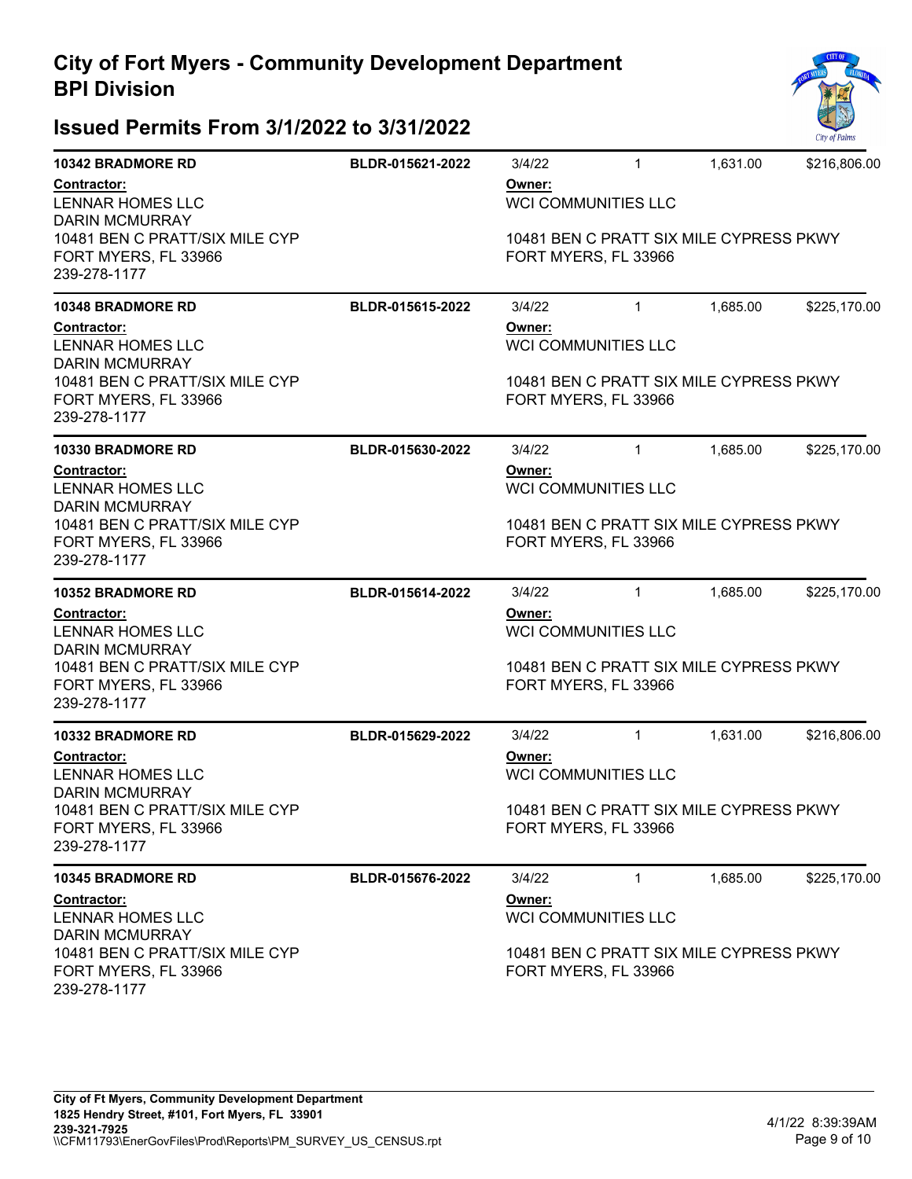# City of Fort Myers - Community Development Department
## BPI Division

## Issued Permits From 3/1/2022 to 3/31/2022

**10342 BRADMORE RD** | **BLDR-015621-2022** | 3/4/22 | 1 | 1,631.00 | $216,806.00

**Contractor:**
LENNAR HOMES LLC
DARIN MCMURRAY
10481 BEN C PRATT/SIX MILE CYP
FORT MYERS, FL 33966
239-278-1177

**Owner:**
WCI COMMUNITIES LLC

10481 BEN C PRATT SIX MILE CYPRESS PKWY
FORT MYERS, FL 33966

---

**10348 BRADMORE RD** | **BLDR-015615-2022** | 3/4/22 | 1 | 1,685.00 | $225,170.00

**Contractor:**
LENNAR HOMES LLC
DARIN MCMURRAY
10481 BEN C PRATT/SIX MILE CYP
FORT MYERS, FL 33966
239-278-1177

**Owner:**
WCI COMMUNITIES LLC

10481 BEN C PRATT SIX MILE CYPRESS PKWY
FORT MYERS, FL 33966

---

**10330 BRADMORE RD** | **BLDR-015630-2022** | 3/4/22 | 1 | 1,685.00 | $225,170.00

**Contractor:**
LENNAR HOMES LLC
DARIN MCMURRAY
10481 BEN C PRATT/SIX MILE CYP
FORT MYERS, FL 33966
239-278-1177

**Owner:**
WCI COMMUNITIES LLC

10481 BEN C PRATT SIX MILE CYPRESS PKWY
FORT MYERS, FL 33966

---

**10352 BRADMORE RD** | **BLDR-015614-2022** | 3/4/22 | 1 | 1,685.00 | $225,170.00

**Contractor:**
LENNAR HOMES LLC
DARIN MCMURRAY
10481 BEN C PRATT/SIX MILE CYP
FORT MYERS, FL 33966
239-278-1177

**Owner:**
WCI COMMUNITIES LLC

10481 BEN C PRATT SIX MILE CYPRESS PKWY
FORT MYERS, FL 33966

---

**10332 BRADMORE RD** | **BLDR-015629-2022** | 3/4/22 | 1 | 1,631.00 | $216,806.00

**Contractor:**
LENNAR HOMES LLC
DARIN MCMURRAY
10481 BEN C PRATT/SIX MILE CYP
FORT MYERS, FL 33966
239-278-1177

**Owner:**
WCI COMMUNITIES LLC

10481 BEN C PRATT SIX MILE CYPRESS PKWY
FORT MYERS, FL 33966

---

**10345 BRADMORE RD** | **BLDR-015676-2022** | 3/4/22 | 1 | 1,685.00 | $225,170.00

**Contractor:**
LENNAR HOMES LLC
DARIN MCMURRAY
10481 BEN C PRATT/SIX MILE CYP
FORT MYERS, FL 33966
239-278-1177

**Owner:**
WCI COMMUNITIES LLC

10481 BEN C PRATT SIX MILE CYPRESS PKWY
FORT MYERS, FL 33966

---

**City of Ft Myers, Community Development Department**
**1825 Hendry Street, #101, Fort Myers, FL 33901**
**239-321-7925**
\\CFM11793\EnerGovFiles\Prod\Reports\PM_SURVEY_US_CENSUS.rpt

4/1/22 8:39:39AM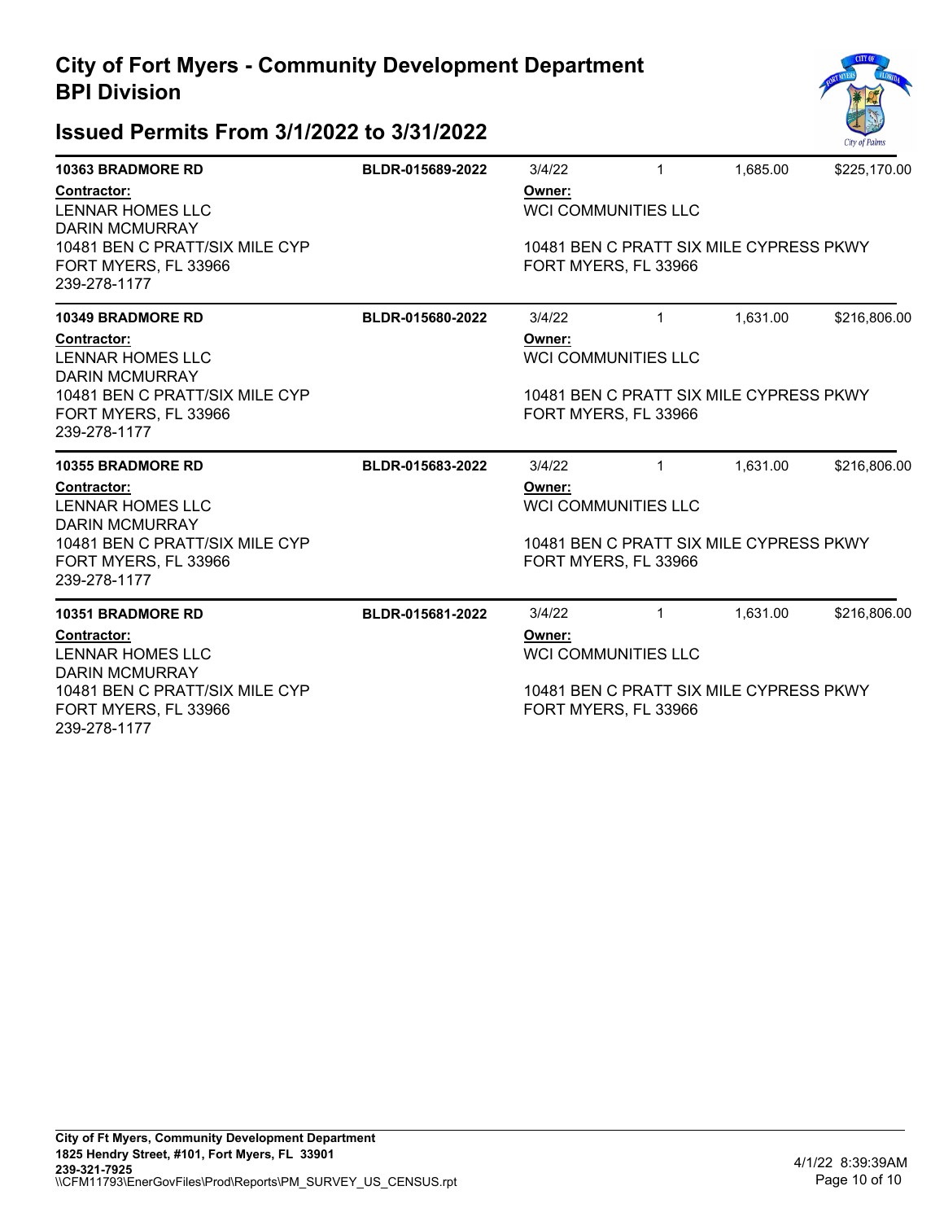## City of Fort Myers - Community Development Department
## BPI Division

### Issued Permits From 3/1/2022 to 3/31/2022

**10363 BRADMORE RD** | **BLDR-015689-2022** | 3/4/22 | 1 | 1,685.00 | $225,170.00

**Contractor:**
LENNAR HOMES LLC
DARIN MCMURRAY
10481 BEN C PRATT/SIX MILE CYP
FORT MYERS, FL 33966
239-278-1177

**Owner:**
WCI COMMUNITIES LLC

10481 BEN C PRATT SIX MILE CYPRESS PKWY
FORT MYERS, FL 33966

---

**10349 BRADMORE RD** | **BLDR-015680-2022** | 3/4/22 | 1 | 1,631.00 | $216,806.00

**Contractor:**
LENNAR HOMES LLC
DARIN MCMURRAY
10481 BEN C PRATT/SIX MILE CYP
FORT MYERS, FL 33966
239-278-1177

**Owner:**
WCI COMMUNITIES LLC

10481 BEN C PRATT SIX MILE CYPRESS PKWY
FORT MYERS, FL 33966

---

**10355 BRADMORE RD** | **BLDR-015683-2022** | 3/4/22 | 1 | 1,631.00 | $216,806.00

**Contractor:**
LENNAR HOMES LLC
DARIN MCMURRAY
10481 BEN C PRATT/SIX MILE CYP
FORT MYERS, FL 33966
239-278-1177

**Owner:**
WCI COMMUNITIES LLC

10481 BEN C PRATT SIX MILE CYPRESS PKWY
FORT MYERS, FL 33966

---

**10351 BRADMORE RD** | **BLDR-015681-2022** | 3/4/22 | 1 | 1,631.00 | $216,806.00

**Contractor:**
LENNAR HOMES LLC
DARIN MCMURRAY
10481 BEN C PRATT/SIX MILE CYP
FORT MYERS, FL 33966
239-278-1177

**Owner:**
WCI COMMUNITIES LLC

10481 BEN C PRATT SIX MILE CYPRESS PKWY
FORT MYERS, FL 33966